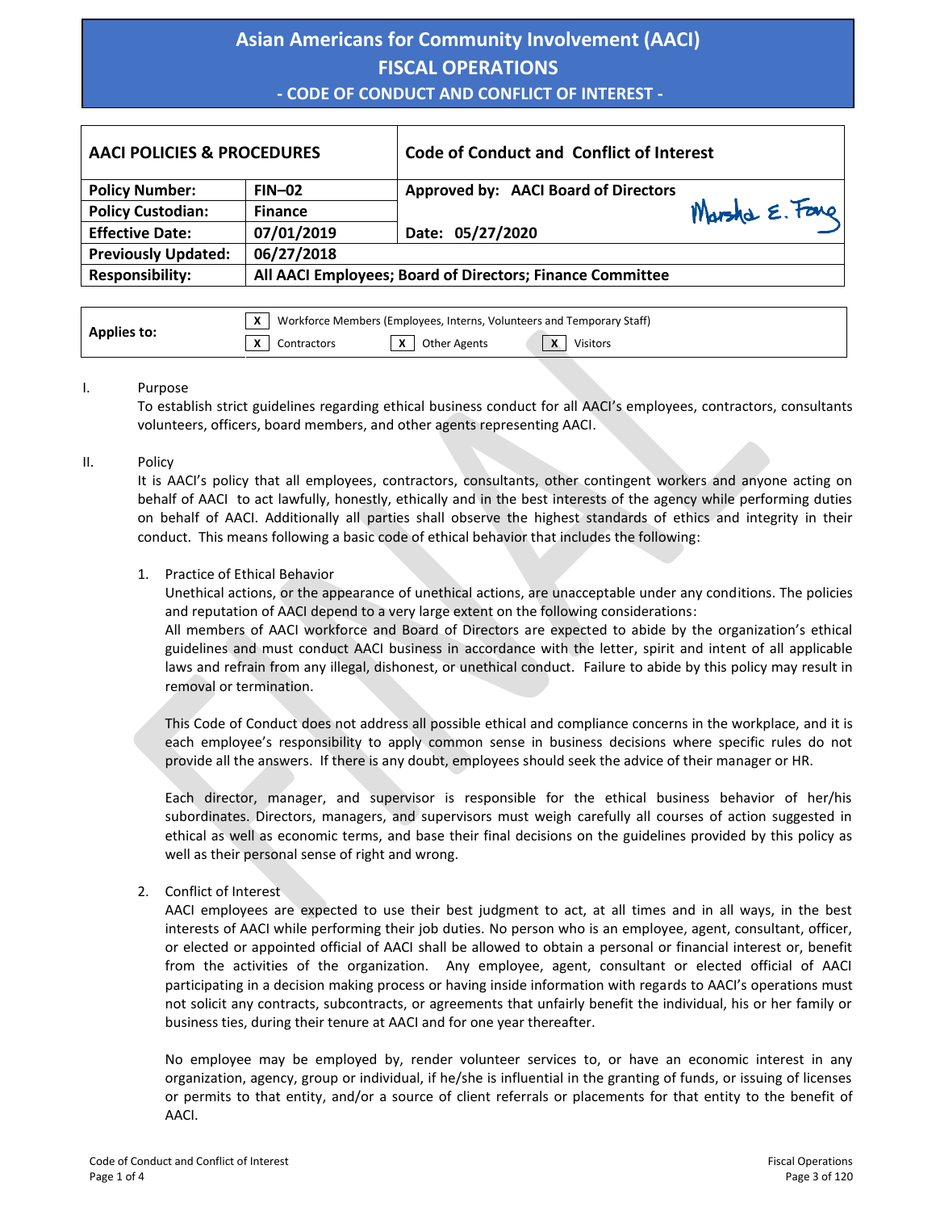# Asian Americans for Community Involvement (AACI)
## FISCAL OPERATIONS
### - CODE OF CONDUCT AND CONFLICT OF INTEREST -

| AACI POLICIES & PROCEDURES | | Code of Conduct and Conflict of Interest |
|---|---|---|
| **Policy Number:** | **FIN–02** | **Approved by: AACI Board of Directors** |
| **Policy Custodian:** | **Finance** | Marsha E. Fong |
| **Effective Date:** | **07/01/2019** | **Date: 05/27/2020** |
| **Previously Updated:** | **06/27/2018** | |
| **Responsibility:** | **All AACI Employees; Board of Directors; Finance Committee** | |

| **Applies to:** | [X] Workforce Members (Employees, Interns, Volunteers and Temporary Staff) |
|---|---|
| | [X] Contractors [X] Other Agents [X] Visitors |

I. Purpose

To establish strict guidelines regarding ethical business conduct for all AACI's employees, contractors, consultants volunteers, officers, board members, and other agents representing AACI.

II. Policy

It is AACI's policy that all employees, contractors, consultants, other contingent workers and anyone acting on behalf of AACI to act lawfully, honestly, ethically and in the best interests of the agency while performing duties on behalf of AACI. Additionally all parties shall observe the highest standards of ethics and integrity in their conduct. This means following a basic code of ethical behavior that includes the following:

1. Practice of Ethical Behavior

   Unethical actions, or the appearance of unethical actions, are unacceptable under any conditions. The policies and reputation of AACI depend to a very large extent on the following considerations:

   All members of AACI workforce and Board of Directors are expected to abide by the organization's ethical guidelines and must conduct AACI business in accordance with the letter, spirit and intent of all applicable laws and refrain from any illegal, dishonest, or unethical conduct. Failure to abide by this policy may result in removal or termination.

   This Code of Conduct does not address all possible ethical and compliance concerns in the workplace, and it is each employee's responsibility to apply common sense in business decisions where specific rules do not provide all the answers. If there is any doubt, employees should seek the advice of their manager or HR.

   Each director, manager, and supervisor is responsible for the ethical business behavior of her/his subordinates. Directors, managers, and supervisors must weigh carefully all courses of action suggested in ethical as well as economic terms, and base their final decisions on the guidelines provided by this policy as well as their personal sense of right and wrong.

2. Conflict of Interest

   AACI employees are expected to use their best judgment to act, at all times and in all ways, in the best interests of AACI while performing their job duties. No person who is an employee, agent, consultant, officer, or elected or appointed official of AACI shall be allowed to obtain a personal or financial interest or, benefit from the activities of the organization. Any employee, agent, consultant or elected official of AACI participating in a decision making process or having inside information with regards to AACI's operations must not solicit any contracts, subcontracts, or agreements that unfairly benefit the individual, his or her family or business ties, during their tenure at AACI and for one year thereafter.

   No employee may be employed by, render volunteer services to, or have an economic interest in any organization, agency, group or individual, if he/she is influential in the granting of funds, or issuing of licenses or permits to that entity, and/or a source of client referrals or placements for that entity to the benefit of AACI.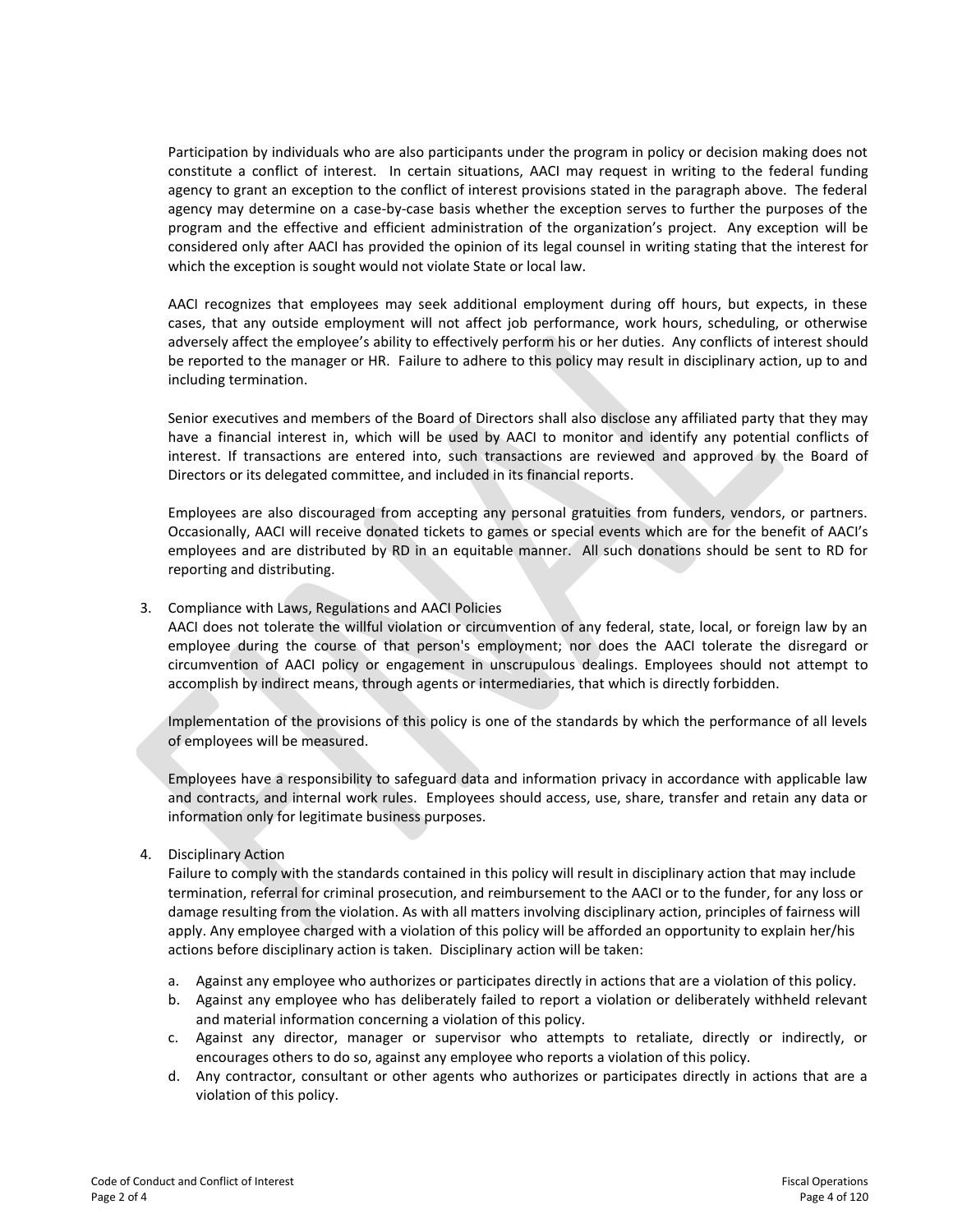Participation by individuals who are also participants under the program in policy or decision making does not constitute a conflict of interest. In certain situations, AACI may request in writing to the federal funding agency to grant an exception to the conflict of interest provisions stated in the paragraph above. The federal agency may determine on a case-by-case basis whether the exception serves to further the purposes of the program and the effective and efficient administration of the organization's project. Any exception will be considered only after AACI has provided the opinion of its legal counsel in writing stating that the interest for which the exception is sought would not violate State or local law.

AACI recognizes that employees may seek additional employment during off hours, but expects, in these cases, that any outside employment will not affect job performance, work hours, scheduling, or otherwise adversely affect the employee's ability to effectively perform his or her duties. Any conflicts of interest should be reported to the manager or HR. Failure to adhere to this policy may result in disciplinary action, up to and including termination.

Senior executives and members of the Board of Directors shall also disclose any affiliated party that they may have a financial interest in, which will be used by AACI to monitor and identify any potential conflicts of interest. If transactions are entered into, such transactions are reviewed and approved by the Board of Directors or its delegated committee, and included in its financial reports.

Employees are also discouraged from accepting any personal gratuities from funders, vendors, or partners. Occasionally, AACI will receive donated tickets to games or special events which are for the benefit of AACI's employees and are distributed by RD in an equitable manner. All such donations should be sent to RD for reporting and distributing.

3. Compliance with Laws, Regulations and AACI Policies

   AACI does not tolerate the willful violation or circumvention of any federal, state, local, or foreign law by an employee during the course of that person's employment; nor does the AACI tolerate the disregard or circumvention of AACI policy or engagement in unscrupulous dealings. Employees should not attempt to accomplish by indirect means, through agents or intermediaries, that which is directly forbidden.

   Implementation of the provisions of this policy is one of the standards by which the performance of all levels of employees will be measured.

   Employees have a responsibility to safeguard data and information privacy in accordance with applicable law and contracts, and internal work rules. Employees should access, use, share, transfer and retain any data or information only for legitimate business purposes.

4. Disciplinary Action

   Failure to comply with the standards contained in this policy will result in disciplinary action that may include termination, referral for criminal prosecution, and reimbursement to the AACI or to the funder, for any loss or damage resulting from the violation. As with all matters involving disciplinary action, principles of fairness will apply. Any employee charged with a violation of this policy will be afforded an opportunity to explain her/his actions before disciplinary action is taken. Disciplinary action will be taken:

   a. Against any employee who authorizes or participates directly in actions that are a violation of this policy.
   b. Against any employee who has deliberately failed to report a violation or deliberately withheld relevant and material information concerning a violation of this policy.
   c. Against any director, manager or supervisor who attempts to retaliate, directly or indirectly, or encourages others to do so, against any employee who reports a violation of this policy.
   d. Any contractor, consultant or other agents who authorizes or participates directly in actions that are a violation of this policy.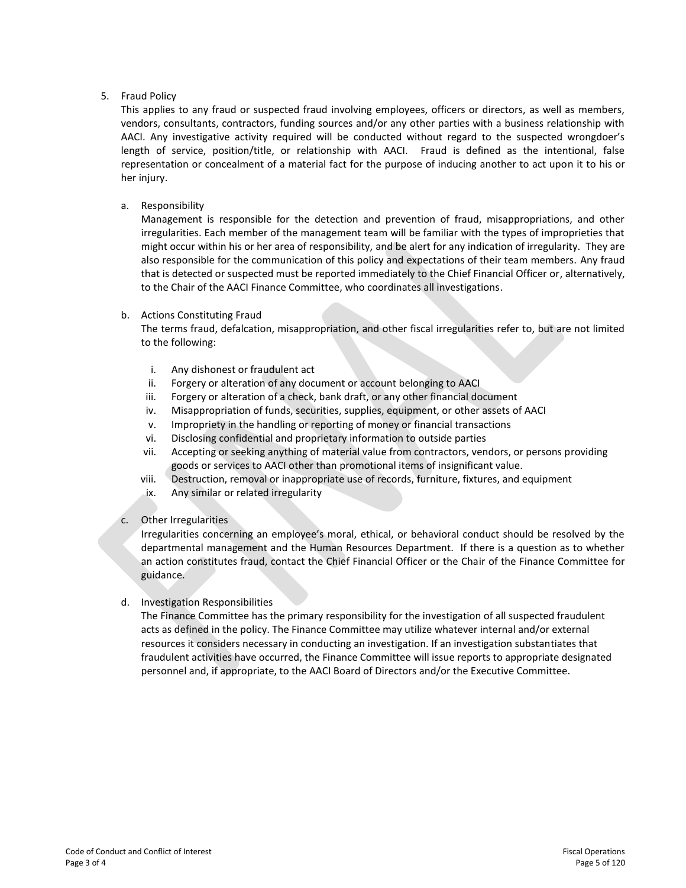5. Fraud Policy

   This applies to any fraud or suspected fraud involving employees, officers or directors, as well as members, vendors, consultants, contractors, funding sources and/or any other parties with a business relationship with AACI. Any investigative activity required will be conducted without regard to the suspected wrongdoer's length of service, position/title, or relationship with AACI. Fraud is defined as the intentional, false representation or concealment of a material fact for the purpose of inducing another to act upon it to his or her injury.

   a. Responsibility

      Management is responsible for the detection and prevention of fraud, misappropriations, and other irregularities. Each member of the management team will be familiar with the types of improprieties that might occur within his or her area of responsibility, and be alert for any indication of irregularity. They are also responsible for the communication of this policy and expectations of their team members. Any fraud that is detected or suspected must be reported immediately to the Chief Financial Officer or, alternatively, to the Chair of the AACI Finance Committee, who coordinates all investigations.

   b. Actions Constituting Fraud

      The terms fraud, defalcation, misappropriation, and other fiscal irregularities refer to, but are not limited to the following:

      i. Any dishonest or fraudulent act
      ii. Forgery or alteration of any document or account belonging to AACI
      iii. Forgery or alteration of a check, bank draft, or any other financial document
      iv. Misappropriation of funds, securities, supplies, equipment, or other assets of AACI
      v. Impropriety in the handling or reporting of money or financial transactions
      vi. Disclosing confidential and proprietary information to outside parties
      vii. Accepting or seeking anything of material value from contractors, vendors, or persons providing goods or services to AACI other than promotional items of insignificant value.
      viii. Destruction, removal or inappropriate use of records, furniture, fixtures, and equipment
      ix. Any similar or related irregularity

   c. Other Irregularities

      Irregularities concerning an employee's moral, ethical, or behavioral conduct should be resolved by the departmental management and the Human Resources Department. If there is a question as to whether an action constitutes fraud, contact the Chief Financial Officer or the Chair of the Finance Committee for guidance.

   d. Investigation Responsibilities

      The Finance Committee has the primary responsibility for the investigation of all suspected fraudulent acts as defined in the policy. The Finance Committee may utilize whatever internal and/or external resources it considers necessary in conducting an investigation. If an investigation substantiates that fraudulent activities have occurred, the Finance Committee will issue reports to appropriate designated personnel and, if appropriate, to the AACI Board of Directors and/or the Executive Committee.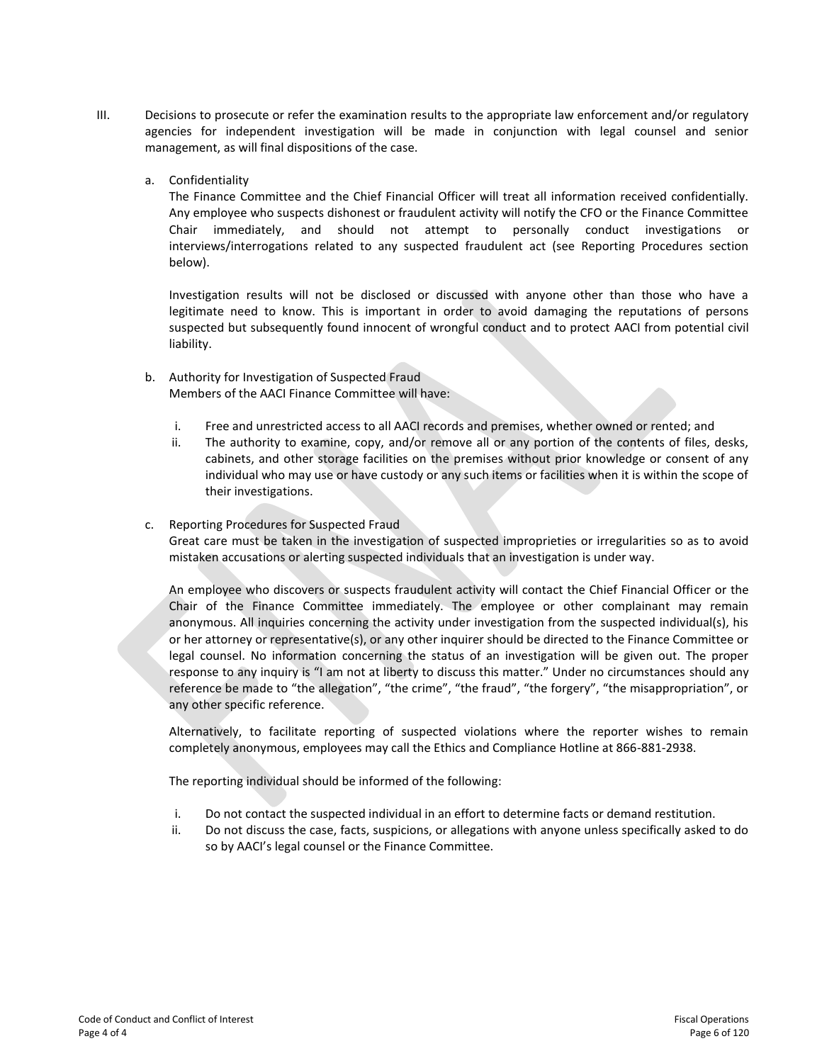III. Decisions to prosecute or refer the examination results to the appropriate law enforcement and/or regulatory agencies for independent investigation will be made in conjunction with legal counsel and senior management, as will final dispositions of the case.

a. Confidentiality

The Finance Committee and the Chief Financial Officer will treat all information received confidentially. Any employee who suspects dishonest or fraudulent activity will notify the CFO or the Finance Committee Chair immediately, and should not attempt to personally conduct investigations or interviews/interrogations related to any suspected fraudulent act (see Reporting Procedures section below).

Investigation results will not be disclosed or discussed with anyone other than those who have a legitimate need to know. This is important in order to avoid damaging the reputations of persons suspected but subsequently found innocent of wrongful conduct and to protect AACI from potential civil liability.

b. Authority for Investigation of Suspected Fraud

Members of the AACI Finance Committee will have:

i. Free and unrestricted access to all AACI records and premises, whether owned or rented; and
ii. The authority to examine, copy, and/or remove all or any portion of the contents of files, desks, cabinets, and other storage facilities on the premises without prior knowledge or consent of any individual who may use or have custody or any such items or facilities when it is within the scope of their investigations.

c. Reporting Procedures for Suspected Fraud

Great care must be taken in the investigation of suspected improprieties or irregularities so as to avoid mistaken accusations or alerting suspected individuals that an investigation is under way.

An employee who discovers or suspects fraudulent activity will contact the Chief Financial Officer or the Chair of the Finance Committee immediately. The employee or other complainant may remain anonymous. All inquiries concerning the activity under investigation from the suspected individual(s), his or her attorney or representative(s), or any other inquirer should be directed to the Finance Committee or legal counsel. No information concerning the status of an investigation will be given out. The proper response to any inquiry is "I am not at liberty to discuss this matter." Under no circumstances should any reference be made to "the allegation", "the crime", "the fraud", "the forgery", "the misappropriation", or any other specific reference.

Alternatively, to facilitate reporting of suspected violations where the reporter wishes to remain completely anonymous, employees may call the Ethics and Compliance Hotline at 866-881-2938.

The reporting individual should be informed of the following:

i. Do not contact the suspected individual in an effort to determine facts or demand restitution.
ii. Do not discuss the case, facts, suspicions, or allegations with anyone unless specifically asked to do so by AACI's legal counsel or the Finance Committee.